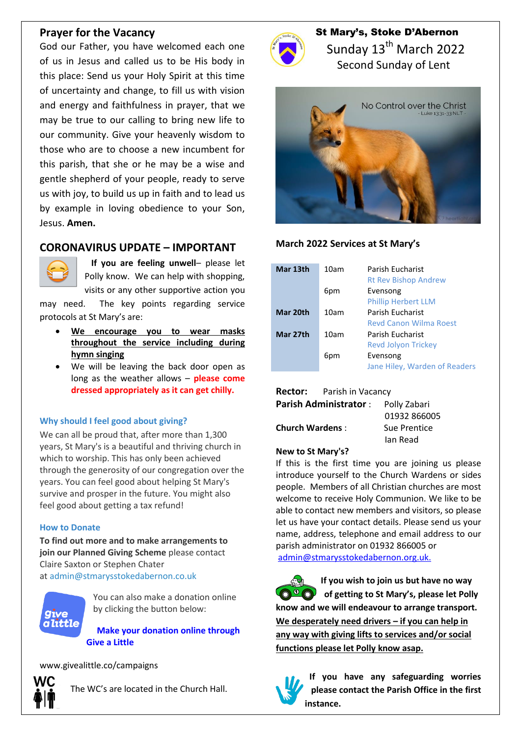## Prayer for the Vacancy

God our Father, you have welcomed each one of us in Jesus and called us to be His body in this place: Send us your Holy Spirit at this time of uncertainty and change, to fill us with vision and energy and faithfulness in prayer, that we may be true to our calling to bring new life to our community. Give your heavenly wisdom to those who are to choose a new incumbent for this parish, that she or he may be a wise and gentle shepherd of your people, ready to serve us with joy, to build us up in faith and to lead us by example in loving obedience to your Son, Jesus. **Amen.**

## CORONAVIRUS UPDATE – IMPORTANT

**If you are feeling unwell**– please let Polly know. We can help with shopping, visits or any other supportive action you may need. The key points regarding service protocols at St Mary's are:

- **We encourage you to wear masks throughout the service including during hymn singing**
- We will be leaving the back door open as long as the weather allows – **please come dressed appropriately as it can get chilly.**

### Why should I feel good about giving?

We can all be proud that, after more than 1,300 years, St Mary's is a beautiful and thriving church in which to worship. This has only been achieved through the generosity of our congregation over the years. You can feel good about helping St Mary's survive and prosper in the future. You might also feel good about getting a tax refund!

### How to Donate

**To find out more and to make arrangements to join our Planned Giving Scheme** please contact Claire Saxton or Stephen Chater at admin@stmarysstokedabernon.co.uk

You can also make a donation online by clicking the button below:

**Make your donation online through Give a Little**

www.givealittle.co/campaigns

The WC's are located in the Church Hall.

# St Mary's, Stoke D'Abernon

Sunday 13th March 2022

Second Sunday of Lent

No Control over the Christ
- Luke 13:31-33 NLT -

### March 2022 Services at St Mary's

| | | |
|---|---|---|
| **Mar 13th** | 10am | Parish Eucharist<br>Rt Rev Bishop Andrew |
| | 6pm | Evensong<br>Phillip Herbert LLM |
| **Mar 20th** | 10am | Parish Eucharist<br>Revd Canon Wilma Roest |
| **Mar 27th** | 10am | Parish Eucharist<br>Revd Jolyon Trickey |
| | 6pm | Evensong<br>Jane Hiley, Warden of Readers |

**Rector:** Parish in Vacancy

**Parish Administrator**: Polly Zabari, 01932 866005

**Church Wardens**: Sue Prentice, Ian Read

**New to St Mary's?**

If this is the first time you are joining us please introduce yourself to the Church Wardens or sides people. Members of all Christian churches are most welcome to receive Holy Communion. We like to be able to contact new members and visitors, so please let us have your contact details. Please send us your name, address, telephone and email address to our parish administrator on 01932 866005 or admin@stmarysstokedabernon.org.uk.

**If you wish to join us but have no way of getting to St Mary's, please let Polly know and we will endeavour to arrange transport. We desperately need drivers – if you can help in any way with giving lifts to services and/or social functions please let Polly know asap.**

**If you have any safeguarding worries please contact the Parish Office in the first instance.**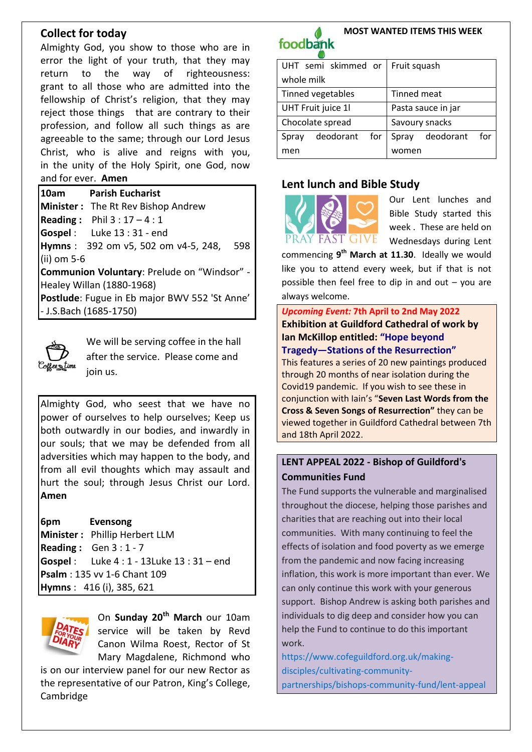## Collect for today

Almighty God, you show to those who are in error the light of your truth, that they may return to the way of righteousness: grant to all those who are admitted into the fellowship of Christ's religion, that they may reject those things that are contrary to their profession, and follow all such things as are agreeable to the same; through our Lord Jesus Christ, who is alive and reigns with you, in the unity of the Holy Spirit, one God, now and for ever. **Amen**

**10am Parish Eucharist**
**Minister :** The Rt Rev Bishop Andrew
**Reading :** Phil 3 : 17 – 4 : 1
**Gospel :** Luke 13 : 31 - end
**Hymns :** 392 om v5, 502 om v4-5, 248, 598 (ii) om 5-6
**Communion Voluntary**: Prelude on "Windsor" - Healey Willan (1880-1968)
**Postlude**: Fugue in Eb major BWV 552 'St Anne' - J.S.Bach (1685-1750)

We will be serving coffee in the hall after the service. Please come and join us.

Almighty God, who seest that we have no power of ourselves to help ourselves; Keep us both outwardly in our bodies, and inwardly in our souls; that we may be defended from all adversities which may happen to the body, and from all evil thoughts which may assault and hurt the soul; through Jesus Christ our Lord. **Amen**

**6pm Evensong**
**Minister :** Phillip Herbert LLM
**Reading :** Gen 3 : 1 - 7
**Gospel :** Luke 4 : 1 - 13Luke 13 : 31 – end
**Psalm** : 135 vv 1-6 Chant 109
**Hymns** : 416 (i), 385, 621

On **Sunday 20th March** our 10am service will be taken by Revd Canon Wilma Roest, Rector of St Mary Magdalene, Richmond who is on our interview panel for our new Rector as the representative of our Patron, King's College, Cambridge

**foodbank — MOST WANTED ITEMS THIS WEEK**

| | |
|---|---|
| UHT semi skimmed or whole milk | Fruit squash |
| Tinned vegetables | Tinned meat |
| UHT Fruit juice 1l | Pasta sauce in jar |
| Chocolate spread | Savoury snacks |
| Spray deodorant for men | Spray deodorant for women |

## Lent lunch and Bible Study

PRAY FAST GIVE

Our Lent lunches and Bible Study started this week . These are held on Wednesdays during Lent commencing **9th March at 11.30**. Ideally we would like you to attend every week, but if that is not possible then feel free to dip in and out – you are always welcome.

***Upcoming Event:* 7th April to 2nd May 2022**
**Exhibition at Guildford Cathedral of work by Ian McKillop entitled: "Hope beyond Tragedy—Stations of the Resurrection"**
This features a series of 20 new paintings produced through 20 months of near isolation during the Covid19 pandemic. If you wish to see these in conjunction with Iain's "**Seven Last Words from the Cross & Seven Songs of Resurrection"** they can be viewed together in Guildford Cathedral between 7th and 18th April 2022.

**LENT APPEAL 2022 - Bishop of Guildford's Communities Fund**

The Fund supports the vulnerable and marginalised throughout the diocese, helping those parishes and charities that are reaching out into their local communities. With many continuing to feel the effects of isolation and food poverty as we emerge from the pandemic and now facing increasing inflation, this work is more important than ever. We can only continue this work with your generous support. Bishop Andrew is asking both parishes and individuals to dig deep and consider how you can help the Fund to continue to do this important work.

https://www.cofeguildford.org.uk/making-disciples/cultivating-community-partnerships/bishops-community-fund/lent-appeal